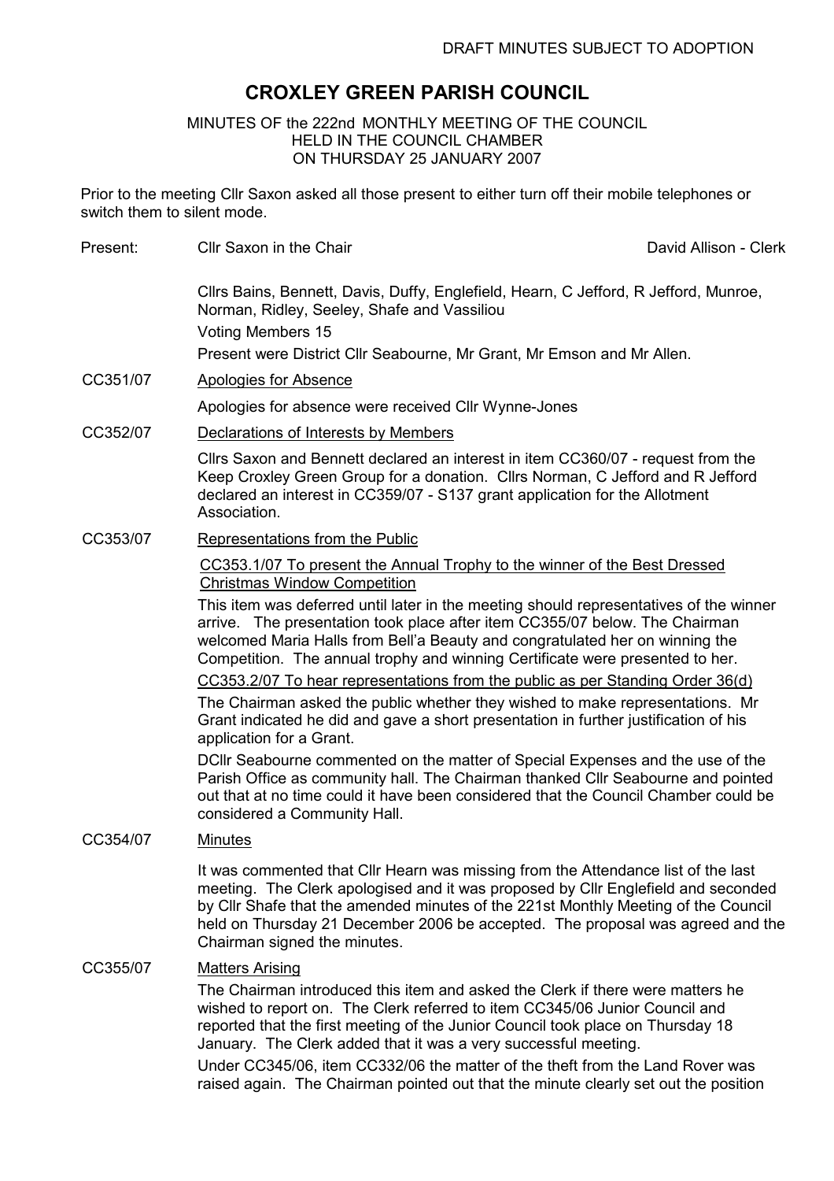DRAFT MINUTES SUBJECT TO ADOPTION

# CROXLEY GREEN PARISH COUNCIL

MINUTES OF the 222nd MONTHLY MEETING OF THE COUNCIL
HELD IN THE COUNCIL CHAMBER
ON THURSDAY 25 JANUARY 2007

Prior to the meeting Cllr Saxon asked all those present to either turn off their mobile telephones or switch them to silent mode.

Present: Cllr Saxon in the Chair — David Allison - Clerk

Cllrs Bains, Bennett, Davis, Duffy, Englefield, Hearn, C Jefford, R Jefford, Munroe, Norman, Ridley, Seeley, Shafe and Vassiliou

Voting Members 15

Present were District Cllr Seabourne, Mr Grant, Mr Emson and Mr Allen.

**CC351/07 Apologies for Absence**

Apologies for absence were received Cllr Wynne-Jones

**CC352/07 Declarations of Interests by Members**

Cllrs Saxon and Bennett declared an interest in item CC360/07 - request from the Keep Croxley Green Group for a donation. Cllrs Norman, C Jefford and R Jefford declared an interest in CC359/07 - S137 grant application for the Allotment Association.

**CC353/07 Representations from the Public**

CC353.1/07 To present the Annual Trophy to the winner of the Best Dressed Christmas Window Competition

This item was deferred until later in the meeting should representatives of the winner arrive. The presentation took place after item CC355/07 below. The Chairman welcomed Maria Halls from Bell'a Beauty and congratulated her on winning the Competition. The annual trophy and winning Certificate were presented to her.

CC353.2/07 To hear representations from the public as per Standing Order 36(d)

The Chairman asked the public whether they wished to make representations. Mr Grant indicated he did and gave a short presentation in further justification of his application for a Grant.

DCllr Seabourne commented on the matter of Special Expenses and the use of the Parish Office as community hall. The Chairman thanked Cllr Seabourne and pointed out that at no time could it have been considered that the Council Chamber could be considered a Community Hall.

**CC354/07 Minutes**

It was commented that Cllr Hearn was missing from the Attendance list of the last meeting. The Clerk apologised and it was proposed by Cllr Englefield and seconded by Cllr Shafe that the amended minutes of the 221st Monthly Meeting of the Council held on Thursday 21 December 2006 be accepted. The proposal was agreed and the Chairman signed the minutes.

**CC355/07 Matters Arising**

The Chairman introduced this item and asked the Clerk if there were matters he wished to report on. The Clerk referred to item CC345/06 Junior Council and reported that the first meeting of the Junior Council took place on Thursday 18 January. The Clerk added that it was a very successful meeting.

Under CC345/06, item CC332/06 the matter of the theft from the Land Rover was raised again. The Chairman pointed out that the minute clearly set out the position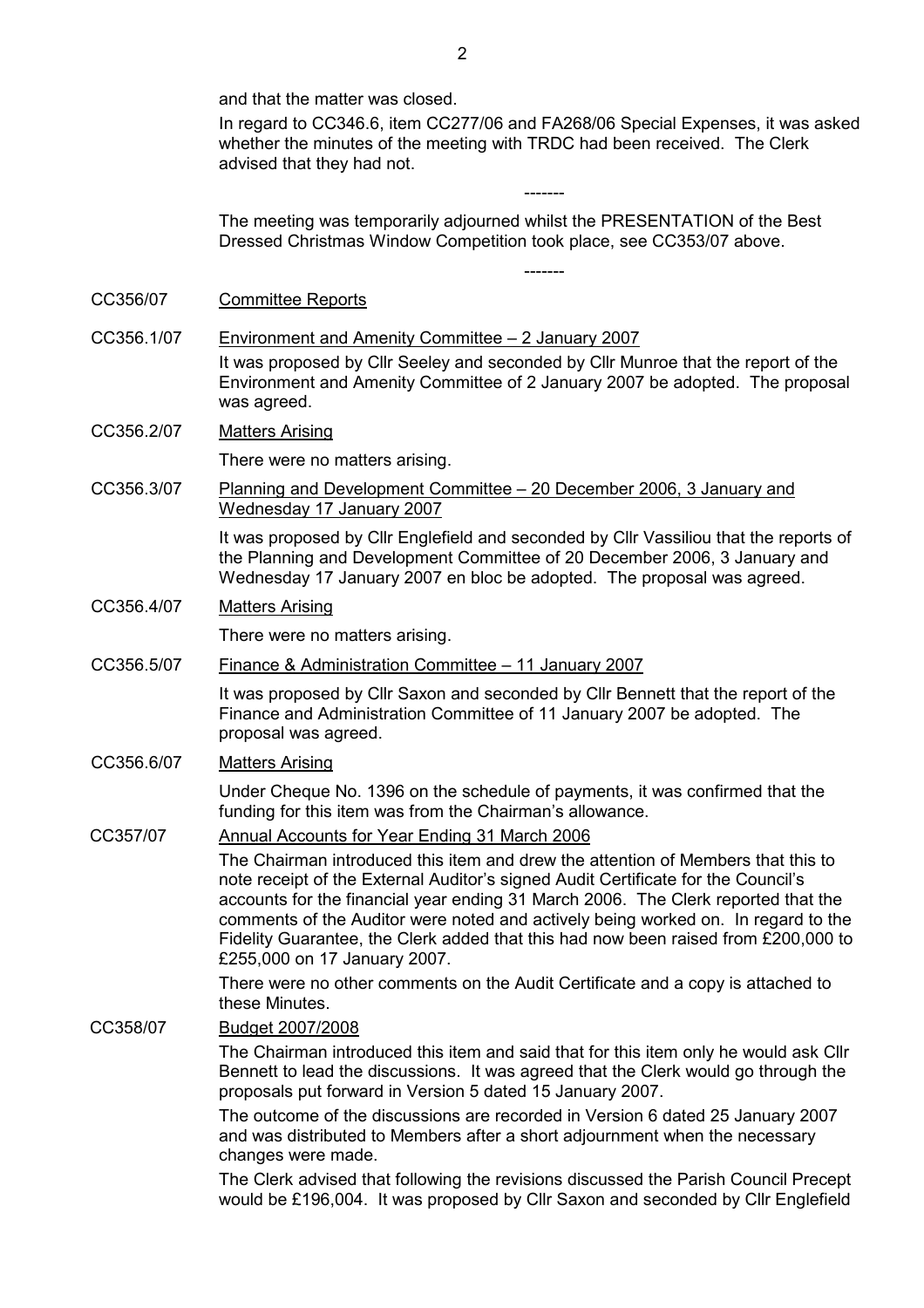and that the matter was closed.

In regard to CC346.6, item CC277/06 and FA268/06 Special Expenses, it was asked whether the minutes of the meeting with TRDC had been received. The Clerk advised that they had not.

-------

The meeting was temporarily adjourned whilst the PRESENTATION of the Best Dressed Christmas Window Competition took place, see CC353/07 above.

-------

CC356/07 Committee Reports

CC356.1/07 Environment and Amenity Committee – 2 January 2007

It was proposed by Cllr Seeley and seconded by Cllr Munroe that the report of the Environment and Amenity Committee of 2 January 2007 be adopted. The proposal was agreed.

CC356.2/07 Matters Arising

There were no matters arising.

CC356.3/07 Planning and Development Committee – 20 December 2006, 3 January and Wednesday 17 January 2007

It was proposed by Cllr Englefield and seconded by Cllr Vassiliou that the reports of the Planning and Development Committee of 20 December 2006, 3 January and Wednesday 17 January 2007 en bloc be adopted. The proposal was agreed.

CC356.4/07 Matters Arising

There were no matters arising.

CC356.5/07 Finance & Administration Committee – 11 January 2007

It was proposed by Cllr Saxon and seconded by Cllr Bennett that the report of the Finance and Administration Committee of 11 January 2007 be adopted. The proposal was agreed.

CC356.6/07 Matters Arising

Under Cheque No. 1396 on the schedule of payments, it was confirmed that the funding for this item was from the Chairman's allowance.

CC357/07 Annual Accounts for Year Ending 31 March 2006

The Chairman introduced this item and drew the attention of Members that this to note receipt of the External Auditor's signed Audit Certificate for the Council's accounts for the financial year ending 31 March 2006. The Clerk reported that the comments of the Auditor were noted and actively being worked on. In regard to the Fidelity Guarantee, the Clerk added that this had now been raised from £200,000 to £255,000 on 17 January 2007.

There were no other comments on the Audit Certificate and a copy is attached to these Minutes.

CC358/07 Budget 2007/2008

The Chairman introduced this item and said that for this item only he would ask Cllr Bennett to lead the discussions. It was agreed that the Clerk would go through the proposals put forward in Version 5 dated 15 January 2007.

The outcome of the discussions are recorded in Version 6 dated 25 January 2007 and was distributed to Members after a short adjournment when the necessary changes were made.

The Clerk advised that following the revisions discussed the Parish Council Precept would be £196,004. It was proposed by Cllr Saxon and seconded by Cllr Englefield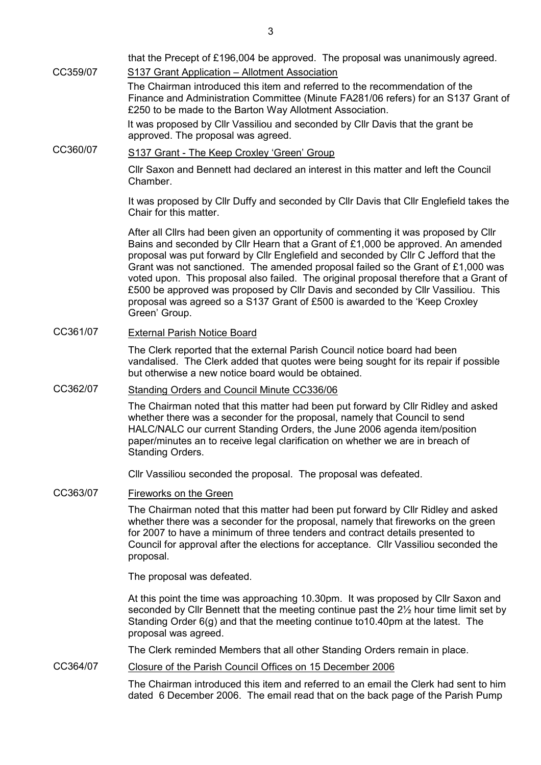that the Precept of £196,004 be approved. The proposal was unanimously agreed.

CC359/07 S137 Grant Application – Allotment Association

The Chairman introduced this item and referred to the recommendation of the Finance and Administration Committee (Minute FA281/06 refers) for an S137 Grant of £250 to be made to the Barton Way Allotment Association.

It was proposed by Cllr Vassiliou and seconded by Cllr Davis that the grant be approved. The proposal was agreed.

CC360/07 S137 Grant - The Keep Croxley 'Green' Group

Cllr Saxon and Bennett had declared an interest in this matter and left the Council Chamber.

It was proposed by Cllr Duffy and seconded by Cllr Davis that Cllr Englefield takes the Chair for this matter.

After all Cllrs had been given an opportunity of commenting it was proposed by Cllr Bains and seconded by Cllr Hearn that a Grant of £1,000 be approved. An amended proposal was put forward by Cllr Englefield and seconded by Cllr C Jefford that the Grant was not sanctioned. The amended proposal failed so the Grant of £1,000 was voted upon. This proposal also failed. The original proposal therefore that a Grant of £500 be approved was proposed by Cllr Davis and seconded by Cllr Vassiliou. This proposal was agreed so a S137 Grant of £500 is awarded to the 'Keep Croxley Green' Group.

CC361/07 External Parish Notice Board

The Clerk reported that the external Parish Council notice board had been vandalised. The Clerk added that quotes were being sought for its repair if possible but otherwise a new notice board would be obtained.

CC362/07 Standing Orders and Council Minute CC336/06

The Chairman noted that this matter had been put forward by Cllr Ridley and asked whether there was a seconder for the proposal, namely that Council to send HALC/NALC our current Standing Orders, the June 2006 agenda item/position paper/minutes an to receive legal clarification on whether we are in breach of Standing Orders.

Cllr Vassiliou seconded the proposal. The proposal was defeated.

CC363/07 Fireworks on the Green

The Chairman noted that this matter had been put forward by Cllr Ridley and asked whether there was a seconder for the proposal, namely that fireworks on the green for 2007 to have a minimum of three tenders and contract details presented to Council for approval after the elections for acceptance. Cllr Vassiliou seconded the proposal.

The proposal was defeated.

At this point the time was approaching 10.30pm. It was proposed by Cllr Saxon and seconded by Cllr Bennett that the meeting continue past the 2½ hour time limit set by Standing Order 6(g) and that the meeting continue to10.40pm at the latest. The proposal was agreed.

The Clerk reminded Members that all other Standing Orders remain in place.

CC364/07 Closure of the Parish Council Offices on 15 December 2006

The Chairman introduced this item and referred to an email the Clerk had sent to him dated 6 December 2006. The email read that on the back page of the Parish Pump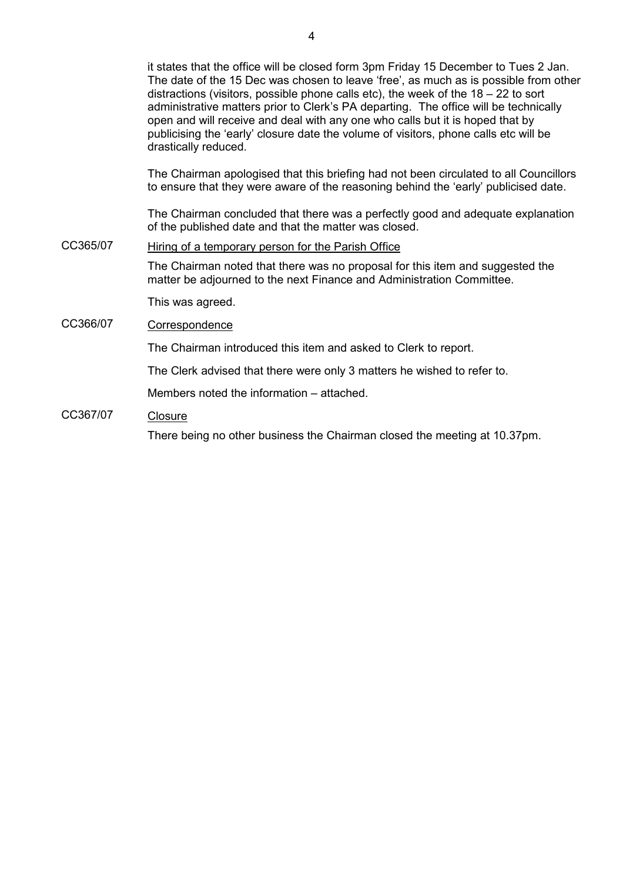it states that the office will be closed form 3pm Friday 15 December to Tues 2 Jan. The date of the 15 Dec was chosen to leave 'free', as much as is possible from other distractions (visitors, possible phone calls etc), the week of the 18 – 22 to sort administrative matters prior to Clerk's PA departing. The office will be technically open and will receive and deal with any one who calls but it is hoped that by publicising the 'early' closure date the volume of visitors, phone calls etc will be drastically reduced.

The Chairman apologised that this briefing had not been circulated to all Councillors to ensure that they were aware of the reasoning behind the 'early' publicised date.

The Chairman concluded that there was a perfectly good and adequate explanation of the published date and that the matter was closed.

CC365/07 Hiring of a temporary person for the Parish Office

The Chairman noted that there was no proposal for this item and suggested the matter be adjourned to the next Finance and Administration Committee.

This was agreed.

CC366/07 Correspondence

The Chairman introduced this item and asked to Clerk to report.

The Clerk advised that there were only 3 matters he wished to refer to.

Members noted the information – attached.

CC367/07 Closure

There being no other business the Chairman closed the meeting at 10.37pm.